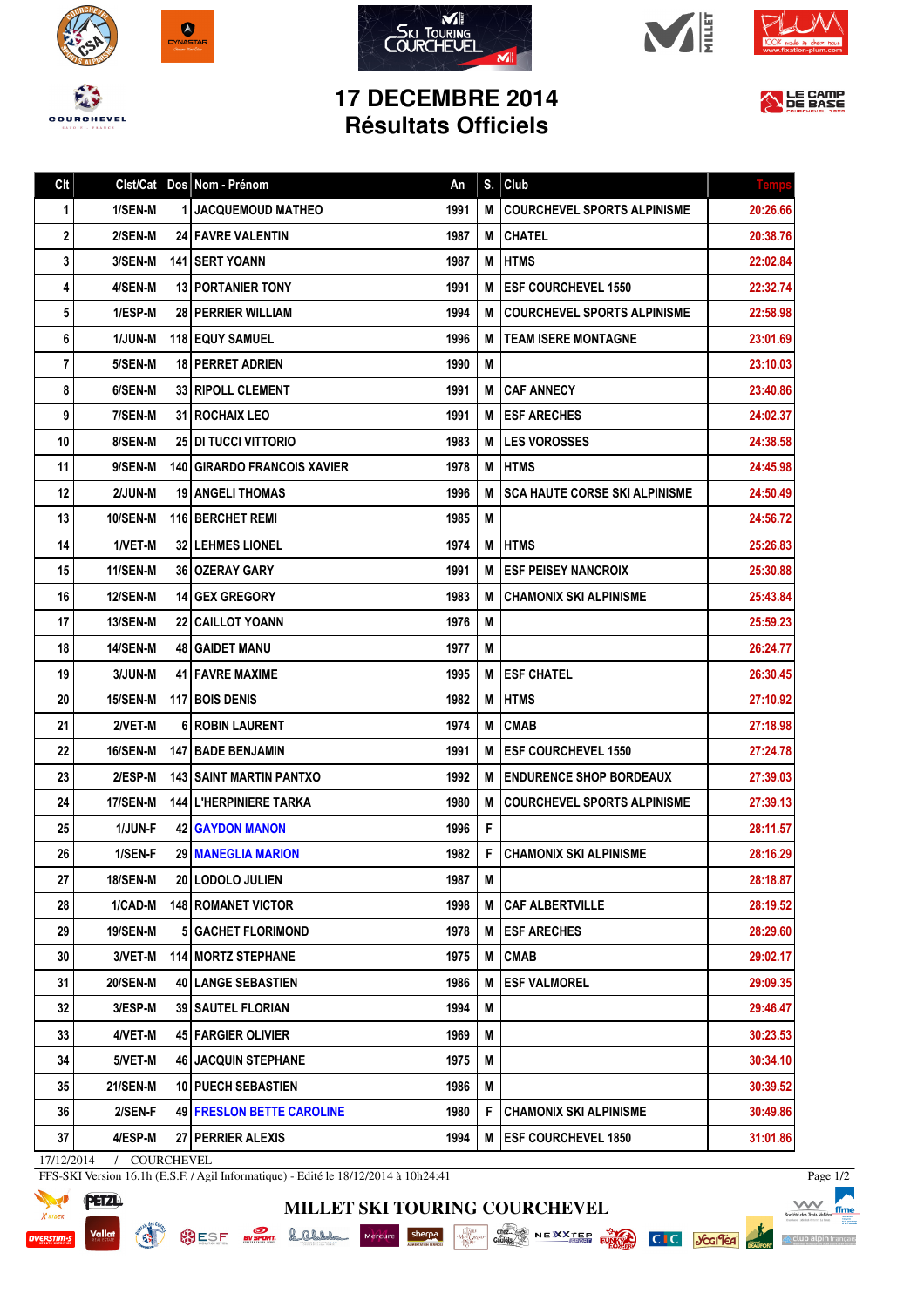# 17 DECEMBRE 2014
## Résultats Officiels

| Clt | Clst/Cat | Dos | Nom - Prénom | An | S. | Club | Temps |
|---|---|---|---|---|---|---|---|
| 1 | 1/SEN-M | 1 | JACQUEMOUD MATHEO | 1991 | M | COURCHEVEL SPORTS ALPINISME | 20:26.66 |
| 2 | 2/SEN-M | 24 | FAVRE VALENTIN | 1987 | M | CHATEL | 20:38.76 |
| 3 | 3/SEN-M | 141 | SERT YOANN | 1987 | M | HTMS | 22:02.84 |
| 4 | 4/SEN-M | 13 | PORTANIER TONY | 1991 | M | ESF COURCHEVEL 1550 | 22:32.74 |
| 5 | 1/ESP-M | 28 | PERRIER WILLIAM | 1994 | M | COURCHEVEL SPORTS ALPINISME | 22:58.98 |
| 6 | 1/JUN-M | 118 | EQUY SAMUEL | 1996 | M | TEAM ISERE MONTAGNE | 23:01.69 |
| 7 | 5/SEN-M | 18 | PERRET ADRIEN | 1990 | M | | 23:10.03 |
| 8 | 6/SEN-M | 33 | RIPOLL CLEMENT | 1991 | M | CAF ANNECY | 23:40.86 |
| 9 | 7/SEN-M | 31 | ROCHAIX LEO | 1991 | M | ESF ARECHES | 24:02.37 |
| 10 | 8/SEN-M | 25 | DI TUCCI VITTORIO | 1983 | M | LES VOROSSES | 24:38.58 |
| 11 | 9/SEN-M | 140 | GIRARDO FRANCOIS XAVIER | 1978 | M | HTMS | 24:45.98 |
| 12 | 2/JUN-M | 19 | ANGELI THOMAS | 1996 | M | SCA HAUTE CORSE SKI ALPINISME | 24:50.49 |
| 13 | 10/SEN-M | 116 | BERCHET REMI | 1985 | M | | 24:56.72 |
| 14 | 1/VET-M | 32 | LEHMES LIONEL | 1974 | M | HTMS | 25:26.83 |
| 15 | 11/SEN-M | 36 | OZERAY GARY | 1991 | M | ESF PEISEY NANCROIX | 25:30.88 |
| 16 | 12/SEN-M | 14 | GEX GREGORY | 1983 | M | CHAMONIX SKI ALPINISME | 25:43.84 |
| 17 | 13/SEN-M | 22 | CAILLOT YOANN | 1976 | M | | 25:59.23 |
| 18 | 14/SEN-M | 48 | GAIDET MANU | 1977 | M | | 26:24.77 |
| 19 | 3/JUN-M | 41 | FAVRE MAXIME | 1995 | M | ESF CHATEL | 26:30.45 |
| 20 | 15/SEN-M | 117 | BOIS DENIS | 1982 | M | HTMS | 27:10.92 |
| 21 | 2/VET-M | 6 | ROBIN LAURENT | 1974 | M | CMAB | 27:18.98 |
| 22 | 16/SEN-M | 147 | BADE BENJAMIN | 1991 | M | ESF COURCHEVEL 1550 | 27:24.78 |
| 23 | 2/ESP-M | 143 | SAINT MARTIN PANTXO | 1992 | M | ENDURENCE SHOP BORDEAUX | 27:39.03 |
| 24 | 17/SEN-M | 144 | L'HERPINIERE TARKA | 1980 | M | COURCHEVEL SPORTS ALPINISME | 27:39.13 |
| 25 | 1/JUN-F | 42 | GAYDON MANON | 1996 | F | | 28:11.57 |
| 26 | 1/SEN-F | 29 | MANEGLIA MARION | 1982 | F | CHAMONIX SKI ALPINISME | 28:16.29 |
| 27 | 18/SEN-M | 20 | LODOLO JULIEN | 1987 | M | | 28:18.87 |
| 28 | 1/CAD-M | 148 | ROMANET VICTOR | 1998 | M | CAF ALBERTVILLE | 28:19.52 |
| 29 | 19/SEN-M | 5 | GACHET FLORIMOND | 1978 | M | ESF ARECHES | 28:29.60 |
| 30 | 3/VET-M | 114 | MORTZ STEPHANE | 1975 | M | CMAB | 29:02.17 |
| 31 | 20/SEN-M | 40 | LANGE SEBASTIEN | 1986 | M | ESF VALMOREL | 29:09.35 |
| 32 | 3/ESP-M | 39 | SAUTEL FLORIAN | 1994 | M | | 29:46.47 |
| 33 | 4/VET-M | 45 | FARGIER OLIVIER | 1969 | M | | 30:23.53 |
| 34 | 5/VET-M | 46 | JACQUIN STEPHANE | 1975 | M | | 30:34.10 |
| 35 | 21/SEN-M | 10 | PUECH SEBASTIEN | 1986 | M | | 30:39.52 |
| 36 | 2/SEN-F | 49 | FRESLON BETTE CAROLINE | 1980 | F | CHAMONIX SKI ALPINISME | 30:49.86 |
| 37 | 4/ESP-M | 27 | PERRIER ALEXIS | 1994 | M | ESF COURCHEVEL 1850 | 31:01.86 |

17/12/2014 / COURCHEVEL

FFS-SKI Version 16.1h (E.S.F. / Agil Informatique) - Edité le 18/12/2014 à 10h24:41

MILLET SKI TOURING COURCHEVEL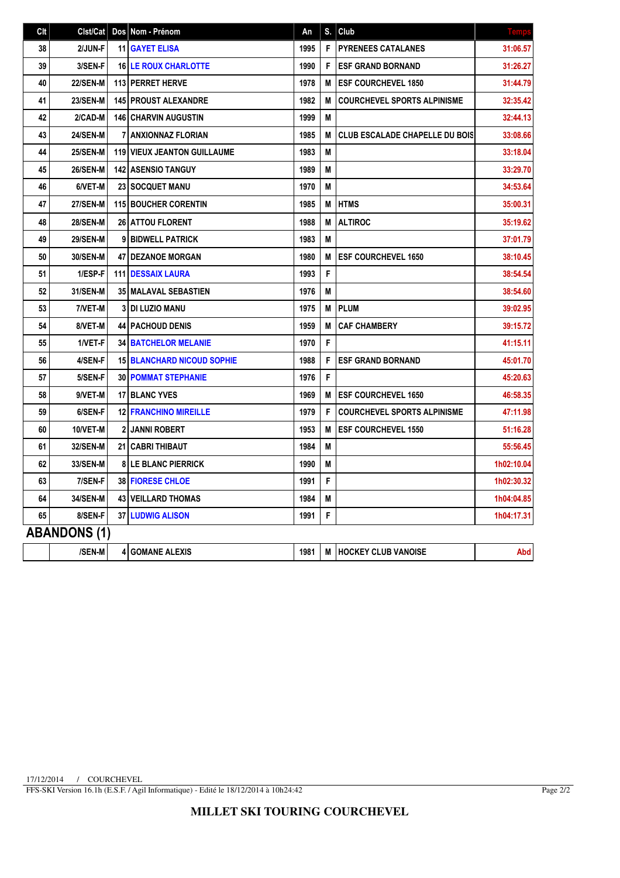| Clt | Clst/Cat | Dos | Nom - Prénom | An | S. | Club | Temps |
|---|---|---|---|---|---|---|---|
| 38 | 2/JUN-F | 11 | GAYET ELISA | 1995 | F | PYRENEES CATALANES | 31:06.57 |
| 39 | 3/SEN-F | 16 | LE ROUX CHARLOTTE | 1990 | F | ESF GRAND BORNAND | 31:26.27 |
| 40 | 22/SEN-M | 113 | PERRET HERVE | 1978 | M | ESF COURCHEVEL 1850 | 31:44.79 |
| 41 | 23/SEN-M | 145 | PROUST ALEXANDRE | 1982 | M | COURCHEVEL SPORTS ALPINISME | 32:35.42 |
| 42 | 2/CAD-M | 146 | CHARVIN AUGUSTIN | 1999 | M | | 32:44.13 |
| 43 | 24/SEN-M | 7 | ANXIONNAZ FLORIAN | 1985 | M | CLUB ESCALADE CHAPELLE DU BOIS | 33:08.66 |
| 44 | 25/SEN-M | 119 | VIEUX JEANTON GUILLAUME | 1983 | M | | 33:18.04 |
| 45 | 26/SEN-M | 142 | ASENSIO TANGUY | 1989 | M | | 33:29.70 |
| 46 | 6/VET-M | 23 | SOCQUET MANU | 1970 | M | | 34:53.64 |
| 47 | 27/SEN-M | 115 | BOUCHER CORENTIN | 1985 | M | HTMS | 35:00.31 |
| 48 | 28/SEN-M | 26 | ATTOU FLORENT | 1988 | M | ALTIROC | 35:19.62 |
| 49 | 29/SEN-M | 9 | BIDWELL PATRICK | 1983 | M | | 37:01.79 |
| 50 | 30/SEN-M | 47 | DEZANOE MORGAN | 1980 | M | ESF COURCHEVEL 1650 | 38:10.45 |
| 51 | 1/ESP-F | 111 | DESSAIX LAURA | 1993 | F | | 38:54.54 |
| 52 | 31/SEN-M | 35 | MALAVAL SEBASTIEN | 1976 | M | | 38:54.60 |
| 53 | 7/VET-M | 3 | DI LUZIO MANU | 1975 | M | PLUM | 39:02.95 |
| 54 | 8/VET-M | 44 | PACHOUD DENIS | 1959 | M | CAF CHAMBERY | 39:15.72 |
| 55 | 1/VET-F | 34 | BATCHELOR MELANIE | 1970 | F | | 41:15.11 |
| 56 | 4/SEN-F | 15 | BLANCHARD NICOUD SOPHIE | 1988 | F | ESF GRAND BORNAND | 45:01.70 |
| 57 | 5/SEN-F | 30 | POMMAT STEPHANIE | 1976 | F | | 45:20.63 |
| 58 | 9/VET-M | 17 | BLANC YVES | 1969 | M | ESF COURCHEVEL 1650 | 46:58.35 |
| 59 | 6/SEN-F | 12 | FRANCHINO MIREILLE | 1979 | F | COURCHEVEL SPORTS ALPINISME | 47:11.98 |
| 60 | 10/VET-M | 2 | JANNI ROBERT | 1953 | M | ESF COURCHEVEL 1550 | 51:16.28 |
| 61 | 32/SEN-M | 21 | CABRI THIBAUT | 1984 | M | | 55:56.45 |
| 62 | 33/SEN-M | 8 | LE BLANC PIERRICK | 1990 | M | | 1h02:10.04 |
| 63 | 7/SEN-F | 38 | FIORESE CHLOE | 1991 | F | | 1h02:30.32 |
| 64 | 34/SEN-M | 43 | VEILLARD THOMAS | 1984 | M | | 1h04:04.85 |
| 65 | 8/SEN-F | 37 | LUDWIG ALISON | 1991 | F | | 1h04:17.31 |

## ABANDONS (1)

| Clt | Clst/Cat | Dos | Nom - Prénom | An | S. | Club | Temps |
|---|---|---|---|---|---|---|---|
| | /SEN-M | 4 | GOMANE ALEXIS | 1981 | M | HOCKEY CLUB VANOISE | Abd |

17/12/2014 / COURCHEVEL

FFS-SKI Version 16.1h (E.S.F. / Agil Informatique) - Edité le 18/12/2014 à 10h24:42

**MILLET SKI TOURING COURCHEVEL**